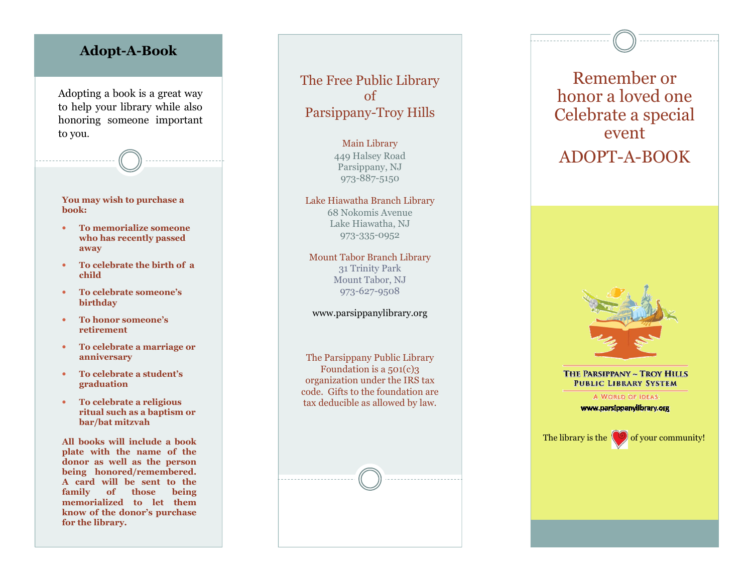## Adopt-A-Book

Adopting a book is a great way to help your library while also honoring someone important to you.

**You may wish to purchase a book:**

- **To memorialize someone who has recently passed away**
- **To celebrate the birth of a child**
- **To celebrate someone's birthday**
- **To honor someone's retirement**
- **To celebrate a marriage or anniversary**
- **To celebrate a student's graduation**
- **To celebrate a religious ritual such as a baptism or bar/bat mitzvah**

**All books will include a book plate with the name of the donor as well as the person being honored/remembered. A card will be sent to the family of those being memorialized to let them know of the donor's purchase for the library.**

## The Free Public Library of Parsippany-Troy Hills

Main Library
449 Halsey Road
Parsippany, NJ
973-887-5150

Lake Hiawatha Branch Library
68 Nokomis Avenue
Lake Hiawatha, NJ
973-335-0952

Mount Tabor Branch Library
31 Trinity Park
Mount Tabor, NJ
973-627-9508

www.parsippanylibrary.org

The Parsippany Public Library Foundation is a 501(c)3 organization under the IRS tax code. Gifts to the foundation are tax deductible as allowed by law.

## Remember or honor a loved one Celebrate a special event

## ADOPT-A-BOOK

THE PARSIPPANY ~ TROY HILLS
PUBLIC LIBRARY SYSTEM

A WORLD OF IDEAS

www.parsippanylibrary.org

The library is the ♥ of your community!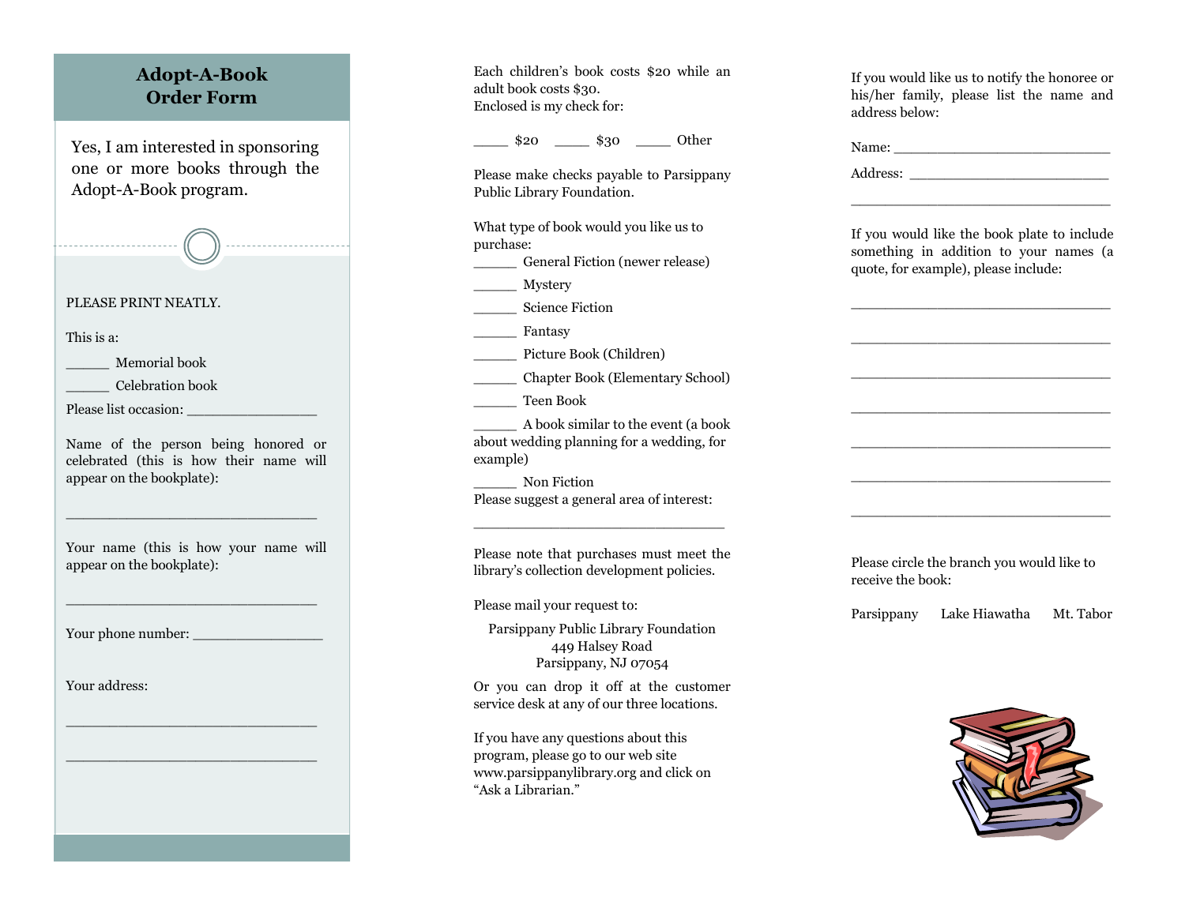## Adopt-A-Book Order Form

Yes, I am interested in sponsoring one or more books through the Adopt-A-Book program.

PLEASE PRINT NEATLY.

This is a:

_____ Memorial book

_____ Celebration book

Please list occasion: _______________

Name of the person being honored or celebrated (this is how their name will appear on the bookplate):

_____________________________

Your name (this is how your name will appear on the bookplate):

_____________________________

Your phone number: _______________

Your address:

_____________________________

_____________________________

Each children's book costs $20 while an adult book costs $30.
Enclosed is my check for:

____ $20 ____ $30 ____ Other

Please make checks payable to Parsippany Public Library Foundation.

What type of book would you like us to purchase:

_____ General Fiction (newer release)

_____ Mystery

_____ Science Fiction

_____ Fantasy

_____ Picture Book (Children)

_____ Chapter Book (Elementary School)

_____ Teen Book

_____ A book similar to the event (a book about wedding planning for a wedding, for example)

_____ Non Fiction
Please suggest a general area of interest:

_____________________________

Please note that purchases must meet the library's collection development policies.

Please mail your request to:

Parsippany Public Library Foundation
449 Halsey Road
Parsippany, NJ 07054

Or you can drop it off at the customer service desk at any of our three locations.

If you have any questions about this program, please go to our web site www.parsippanylibrary.org and click on "Ask a Librarian."

If you would like us to notify the honoree or his/her family, please list the name and address below:

Name: _________________________

Address: _______________________

_____________________________

If you would like the book plate to include something in addition to your names (a quote, for example), please include:

_____________________________

_____________________________

_____________________________

_____________________________

_____________________________

_____________________________

_____________________________

Please circle the branch you would like to receive the book:

Parsippany Lake Hiawatha Mt. Tabor